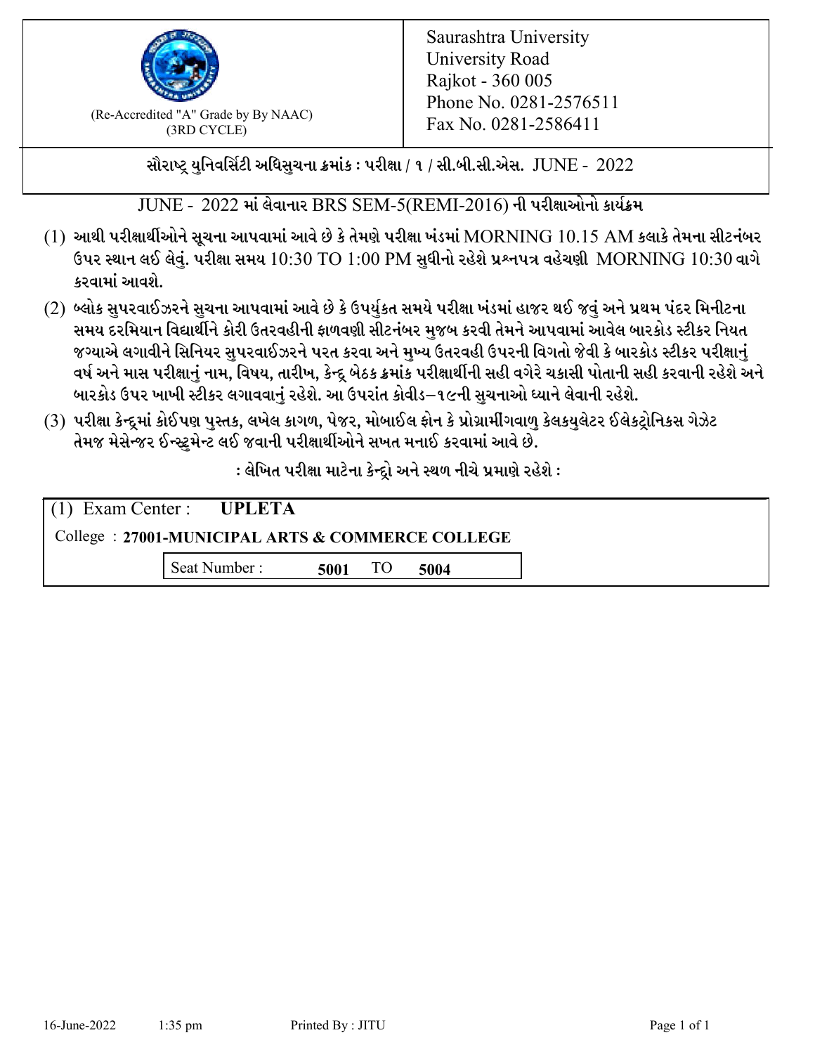(Re-Accredited "A" Grade by By NAAC)
(3RD CYCLE)

Saurashtra University
University Road
Rajkot - 360 005
Phone No. 0281-2576511
Fax No. 0281-2586411

**સૌરાષ્ટ્ર યુનિવર્સિટી અધિસુચના ક્રમાંક : પરીક્ષા / ૧ / સી.બી.સી.એસ. JUNE - 2022**

JUNE - 2022 માં લેવાનાર BRS SEM-5(REMI-2016) ની પરીક્ષાઓનો કાર્યક્રમ

(1) આથી પરીક્ષાર્થીઓને સૂચના આપવામાં આવે છે કે તેમણે પરીક્ષા ખંડમાં MORNING 10.15 AM કલાકે તેમના સીટનંબર ઉપર સ્થાન લઈ લેવું. પરીક્ષા સમય 10:30 TO 1:00 PM સુધીનો રહેશે પ્રશ્નપત્ર વહેચણી MORNING 10:30 વાગે કરવામાં આવશે.

(2) બ્લોક સુપરવાઈઝરને સુચના આપવામાં આવે છે કે ઉપર્યુકત સમયે પરીક્ષા ખંડમાં હાજર થઈ જવું અને પ્રથમ પંદર મિનીટના સમય દરમિયાન વિદ્યાર્થીને કોરી ઉતરવહીની ફાળવણી સીટનંબર મુજબ કરવી તેમને આપવામાં આવેલ બારકોડ સ્ટીકર નિયત જગ્યાએ લગાવીને સિનિયર સુપરવાઈઝરને પરત કરવા અને મુખ્ય ઉતરવહી ઉપરની વિગતો જેવી કે બારકોડ સ્ટીકર પરીક્ષાનું વર્ષ અને માસ પરીક્ષાનું નામ, વિષય, તારીખ, કેન્દ્ર બેઠક ક્રમાંક પરીક્ષાર્થીની સહી વગેરે ચકાસી પોતાની સહી કરવાની રહેશે અને બારકોડ ઉપર ખાખી સ્ટીકર લગાવવાનું રહેશે. આ ઉપરાંત કોવીડ–૧૯ની સુચનાઓ ધ્યાને લેવાની રહેશે.

(3) પરીક્ષા કેન્દ્રમાં કોઈપણ પુસ્તક, લખેલ કાગળ, પેજર, મોબાઈલ ફોન કે પ્રોગ્રામીંગવાળુ કેલકયુલેટર ઈલેકટ્રોનિકસ ગેઝેટ તેમજ મેસેન્જર ઈન્સ્ટ્રુમેન્ટ લઈ જવાની પરીક્ષાર્થીઓને સખત મનાઈ કરવામાં આવે છે.

**: લેખિત પરીક્ષા માટેના કેન્દ્રો અને સ્થળ નીચે પ્રમાણે રહેશે :**

(1) Exam Center : **UPLETA**

College : **27001-MUNICIPAL ARTS & COMMERCE COLLEGE**

Seat Number : **5001** TO **5004**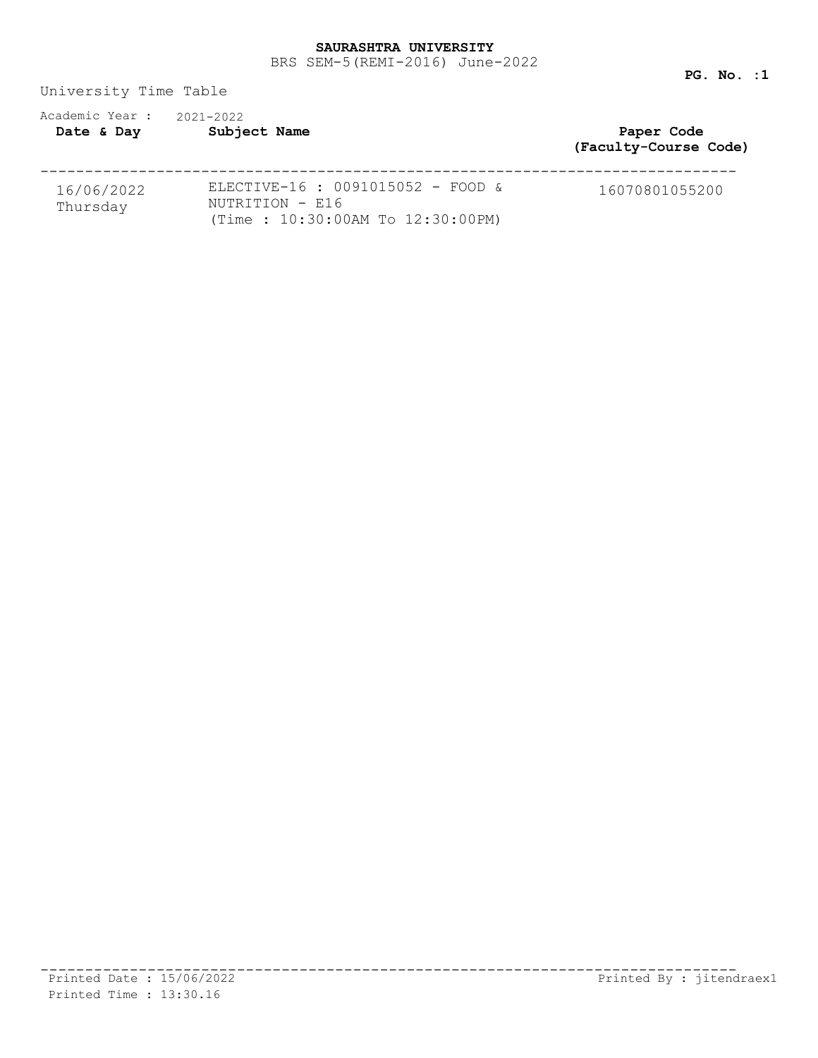**SAURASHTRA UNIVERSITY**

BRS SEM-5(REMI-2016) June-2022

University Time Table

Academic Year : 2021-2022

| Date & Day | Subject Name | Paper Code (Faculty-Course Code) |
|---|---|---|
| 16/06/2022 Thursday | ELECTIVE-16 : 0091015052 - FOOD & NUTRITION - E16 (Time : 10:30:00AM To 12:30:00PM) | 16070801055200 |

Printed Date : 15/06/2022

Printed Time : 13:30.16

Printed By : jitendraex1